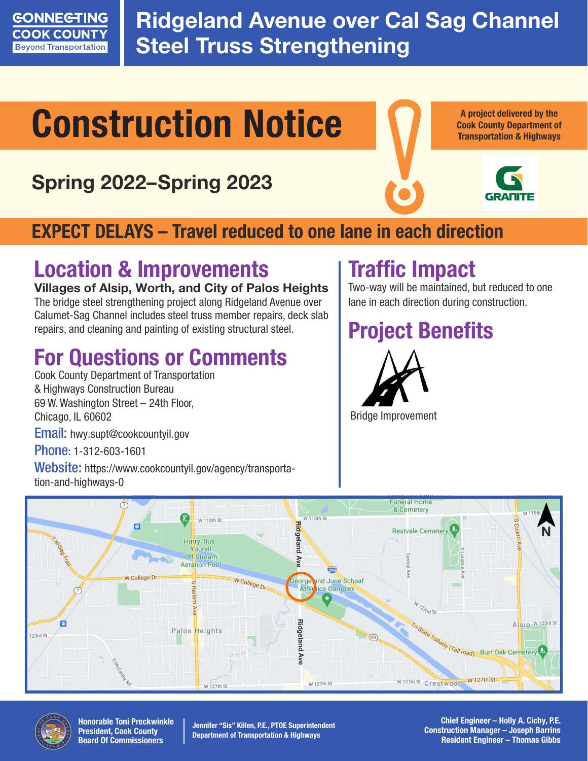CONNECTING COOK COUNTY
Beyond Transportation

# Ridgeland Avenue over Cal Sag Channel Steel Truss Strengthening

# Construction Notice

A project delivered by the Cook County Department of Transportation & Highways

## Spring 2022–Spring 2023

GRANITE

**EXPECT DELAYS – Travel reduced to one lane in each direction**

## Location & Improvements

**Villages of Alsip, Worth, and City of Palos Heights**

The bridge steel strengthening project along Ridgeland Avenue over Calumet-Sag Channel includes steel truss member repairs, deck slab repairs, and cleaning and painting of existing structural steel.

## For Questions or Comments

Cook County Department of Transportation
& Highways Construction Bureau
69 W. Washington Street – 24th Floor,
Chicago, IL 60602

**Email:** hwy.supt@cookcountyil.gov

**Phone**: 1-312-603-1601

**Website:** https://www.cookcountyil.gov/agency/transportation-and-highways-0

## Traffic Impact

Two-way will be maintained, but reduced to one lane in each direction during construction.

## Project Benefits

Bridge Improvement

**Honorable Toni Preckwinkle**
**President, Cook County**
**Board Of Commissioners**

**Jennifer "Sis" Killen, P.E., PTOE Superintendent**
**Department of Transportation & Highways**

**Chief Engineer – Holly A. Cichy, P.E.**
**Construction Manager – Joseph Barrins**
**Resident Engineer – Thomas Gibbs**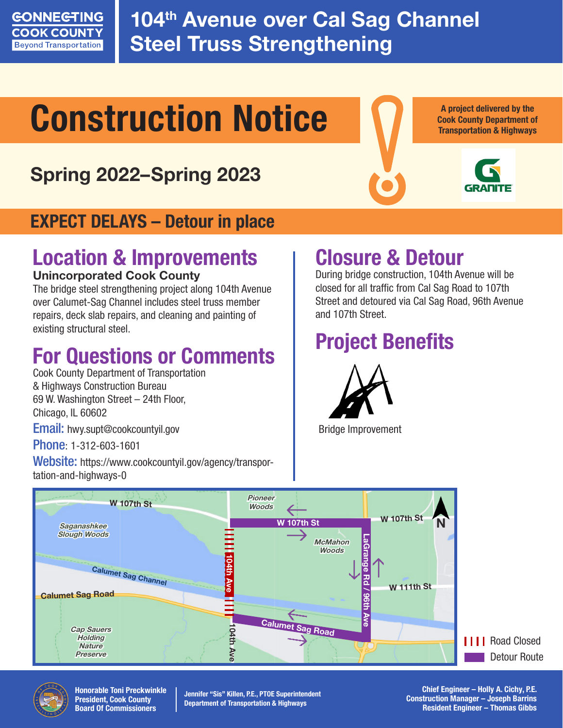CONNECTING COOK COUNTY
Beyond Transportation

# 104th Avenue over Cal Sag Channel Steel Truss Strengthening

# Construction Notice

A project delivered by the Cook County Department of Transportation & Highways

## Spring 2022–Spring 2023

GRANITE

## EXPECT DELAYS – Detour in place

## Location & Improvements

**Unincorporated Cook County**

The bridge steel strengthening project along 104th Avenue over Calumet-Sag Channel includes steel truss member repairs, deck slab repairs, and cleaning and painting of existing structural steel.

## For Questions or Comments

Cook County Department of Transportation
& Highways Construction Bureau
69 W. Washington Street – 24th Floor,
Chicago, IL 60602

**Email:** hwy.supt@cookcountyil.gov

**Phone**: 1-312-603-1601

**Website:** https://www.cookcountyil.gov/agency/transportation-and-highways-0

## Closure & Detour

During bridge construction, 104th Avenue will be closed for all traffic from Cal Sag Road to 107th Street and detoured via Cal Sag Road, 96th Avenue and 107th Street.

## Project Benefits

Bridge Improvement

W 107th St
Pioneer Woods
W 107th St
W 107th St
N
Saganashkee Slough Woods
McMahon Woods
104th Ave
LaGrange Rd / 96th Ave
Calumet Sag Channel
W 111th St
Calumet Sag Road
Calumet Sag Road
Cap Sauers Holding Nature Preserve
104th Ave

Road Closed
Detour Route

**Honorable Toni Preckwinkle**
**President, Cook County**
**Board Of Commissioners**

**Jennifer "Sis" Killen, P.E., PTOE Superintendent**
**Department of Transportation & Highways**

**Chief Engineer – Holly A. Cichy, P.E.**
**Construction Manager – Joseph Barrins**
**Resident Engineer – Thomas Gibbs**